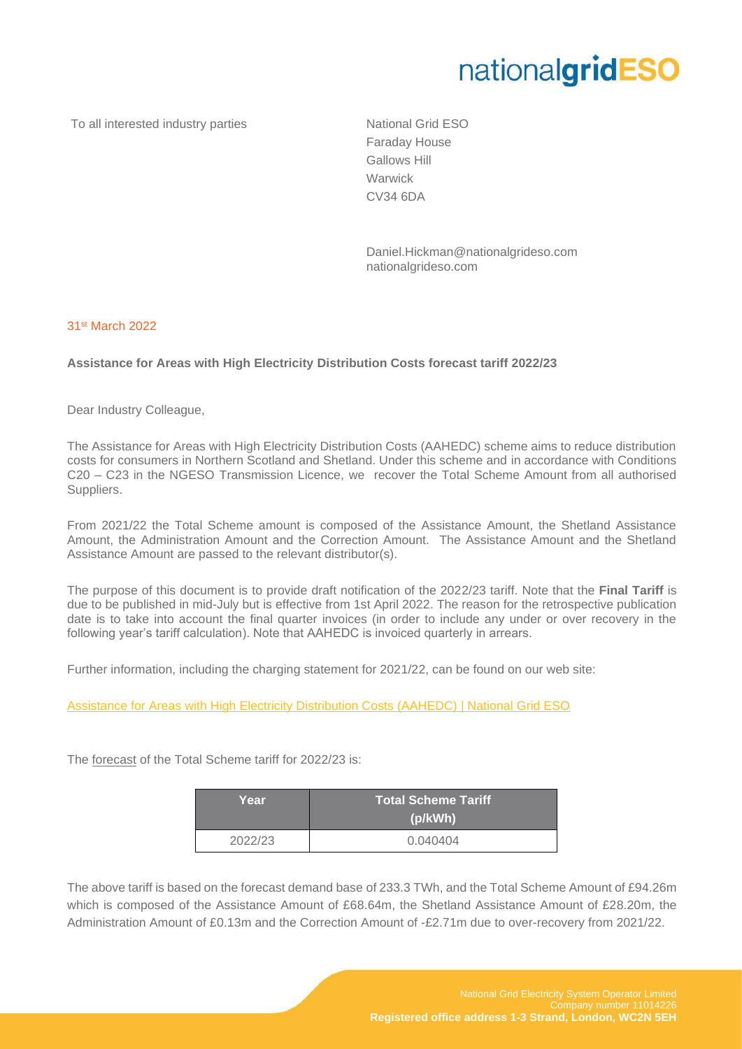nationalgridESO

To all interested industry parties

National Grid ESO
Faraday House
Gallows Hill
Warwick
CV34 6DA

Daniel.Hickman@nationalgrideso.com
nationalgrideso.com

31st March 2022

**Assistance for Areas with High Electricity Distribution Costs forecast tariff 2022/23**

Dear Industry Colleague,

The Assistance for Areas with High Electricity Distribution Costs (AAHEDC) scheme aims to reduce distribution costs for consumers in Northern Scotland and Shetland. Under this scheme and in accordance with Conditions C20 – C23 in the NGESO Transmission Licence, we recover the Total Scheme Amount from all authorised Suppliers.

From 2021/22 the Total Scheme amount is composed of the Assistance Amount, the Shetland Assistance Amount, the Administration Amount and the Correction Amount. The Assistance Amount and the Shetland Assistance Amount are passed to the relevant distributor(s).

The purpose of this document is to provide draft notification of the 2022/23 tariff. Note that the **Final Tariff** is due to be published in mid-July but is effective from 1st April 2022. The reason for the retrospective publication date is to take into account the final quarter invoices (in order to include any under or over recovery in the following year's tariff calculation). Note that AAHEDC is invoiced quarterly in arrears.

Further information, including the charging statement for 2021/22, can be found on our web site:

[Assistance for Areas with High Electricity Distribution Costs (AAHEDC) | National Grid ESO]

The forecast of the Total Scheme tariff for 2022/23 is:

| Year | Total Scheme Tariff (p/kWh) |
| --- | --- |
| 2022/23 | 0.040404 |

The above tariff is based on the forecast demand base of 233.3 TWh, and the Total Scheme Amount of £94.26m which is composed of the Assistance Amount of £68.64m, the Shetland Assistance Amount of £28.20m, the Administration Amount of £0.13m and the Correction Amount of -£2.71m due to over-recovery from 2021/22.

National Grid Electricity System Operator Limited
Company number 11014226
**Registered office address 1-3 Strand, London, WC2N 5EH**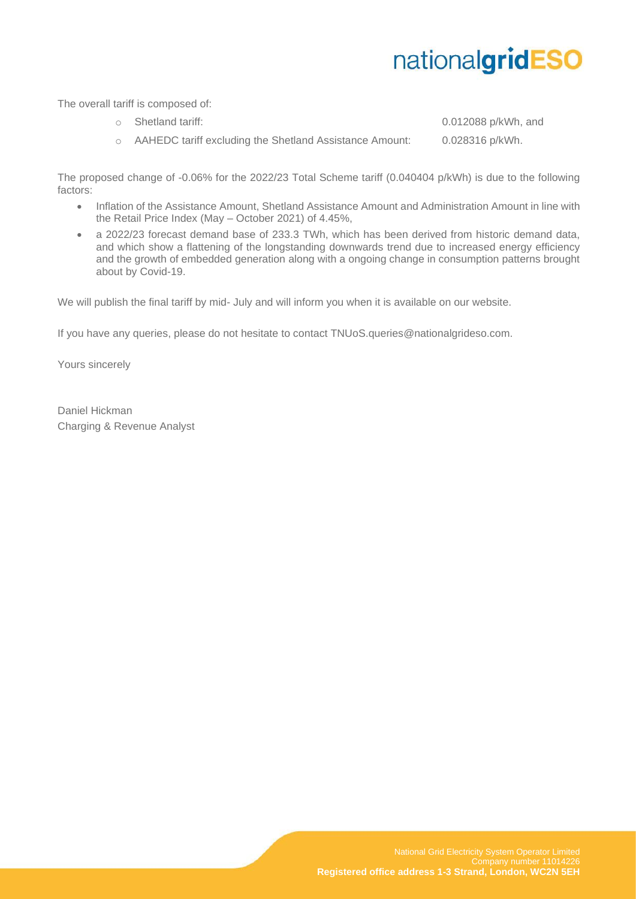The overall tariff is composed of:

- Shetland tariff: 0.012088 p/kWh, and
- AAHEDC tariff excluding the Shetland Assistance Amount: 0.028316 p/kWh.

The proposed change of -0.06% for the 2022/23 Total Scheme tariff (0.040404 p/kWh) is due to the following factors:

- Inflation of the Assistance Amount, Shetland Assistance Amount and Administration Amount in line with the Retail Price Index (May – October 2021) of 4.45%,
- a 2022/23 forecast demand base of 233.3 TWh, which has been derived from historic demand data, and which show a flattening of the longstanding downwards trend due to increased energy efficiency and the growth of embedded generation along with a ongoing change in consumption patterns brought about by Covid-19.

We will publish the final tariff by mid- July and will inform you when it is available on our website.

If you have any queries, please do not hesitate to contact TNUoS.queries@nationalgrideso.com.

Yours sincerely

Daniel Hickman
Charging & Revenue Analyst